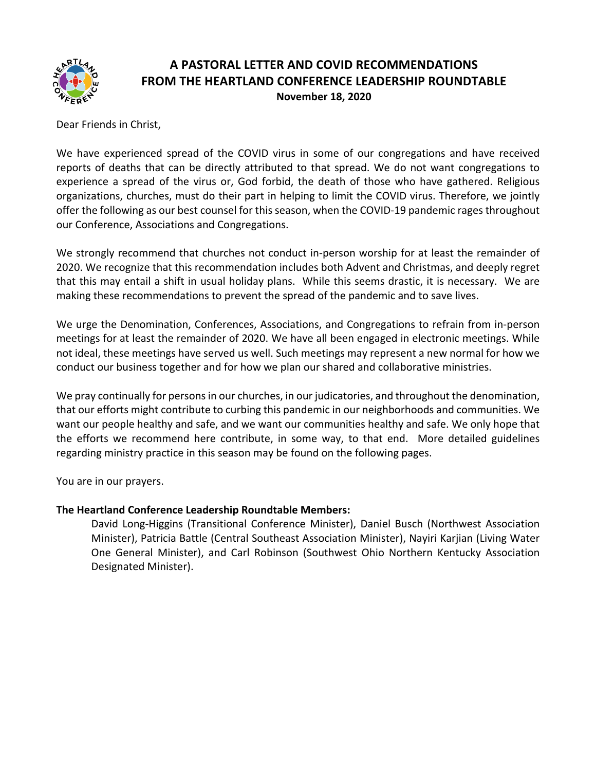# A PASTORAL LETTER AND COVID RECOMMENDATIONS FROM THE HEARTLAND CONFERENCE LEADERSHIP ROUNDTABLE

**November 18, 2020**

Dear Friends in Christ,

We have experienced spread of the COVID virus in some of our congregations and have received reports of deaths that can be directly attributed to that spread. We do not want congregations to experience a spread of the virus or, God forbid, the death of those who have gathered. Religious organizations, churches, must do their part in helping to limit the COVID virus. Therefore, we jointly offer the following as our best counsel for this season, when the COVID-19 pandemic rages throughout our Conference, Associations and Congregations.

We strongly recommend that churches not conduct in-person worship for at least the remainder of 2020. We recognize that this recommendation includes both Advent and Christmas, and deeply regret that this may entail a shift in usual holiday plans. While this seems drastic, it is necessary. We are making these recommendations to prevent the spread of the pandemic and to save lives.

We urge the Denomination, Conferences, Associations, and Congregations to refrain from in-person meetings for at least the remainder of 2020. We have all been engaged in electronic meetings. While not ideal, these meetings have served us well. Such meetings may represent a new normal for how we conduct our business together and for how we plan our shared and collaborative ministries.

We pray continually for persons in our churches, in our judicatories, and throughout the denomination, that our efforts might contribute to curbing this pandemic in our neighborhoods and communities. We want our people healthy and safe, and we want our communities healthy and safe. We only hope that the efforts we recommend here contribute, in some way, to that end. More detailed guidelines regarding ministry practice in this season may be found on the following pages.

You are in our prayers.

**The Heartland Conference Leadership Roundtable Members:**

David Long-Higgins (Transitional Conference Minister), Daniel Busch (Northwest Association Minister), Patricia Battle (Central Southeast Association Minister), Nayiri Karjian (Living Water One General Minister), and Carl Robinson (Southwest Ohio Northern Kentucky Association Designated Minister).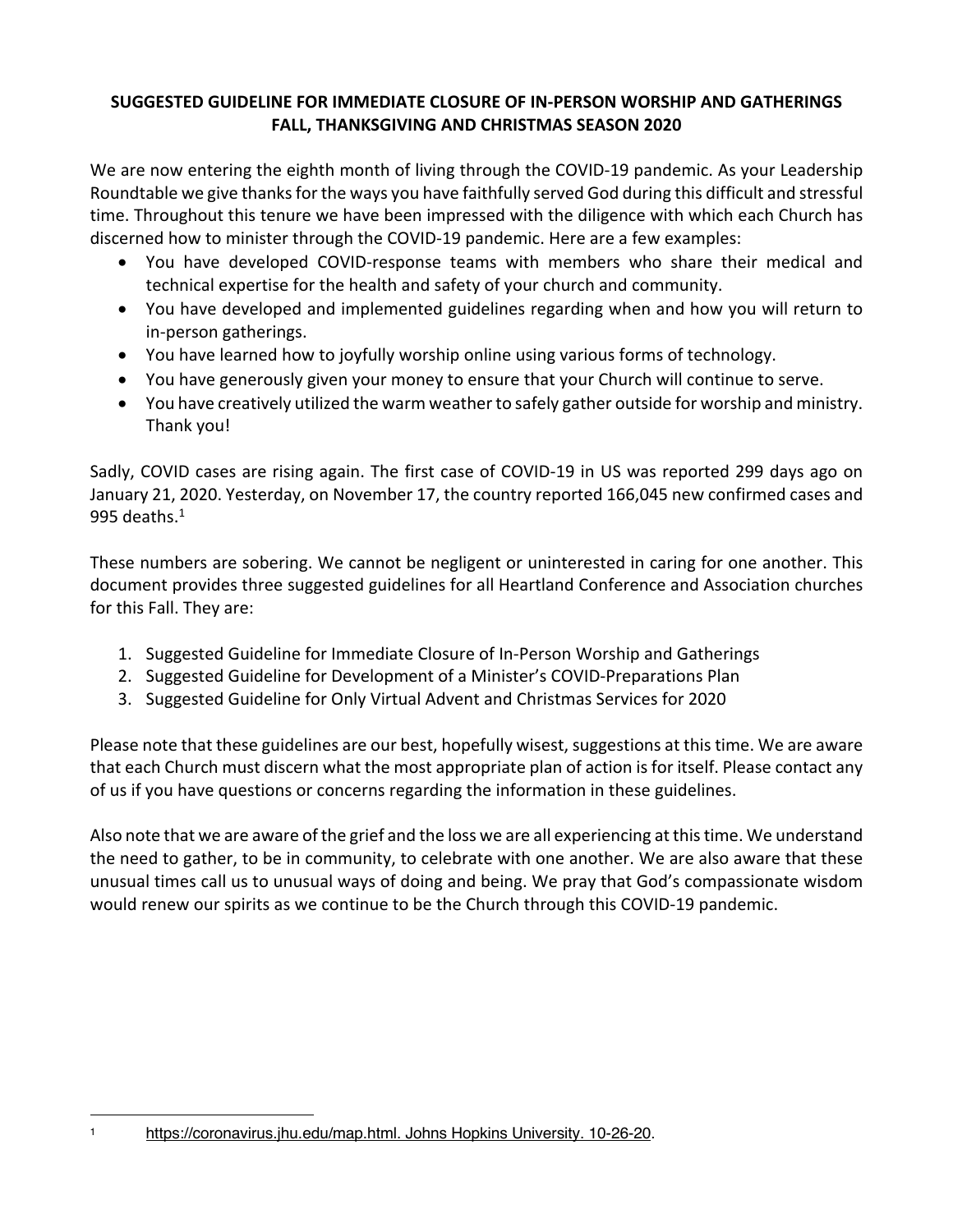**SUGGESTED GUIDELINE FOR IMMEDIATE CLOSURE OF IN-PERSON WORSHIP AND GATHERINGS FALL, THANKSGIVING AND CHRISTMAS SEASON 2020**

We are now entering the eighth month of living through the COVID-19 pandemic. As your Leadership Roundtable we give thanks for the ways you have faithfully served God during this difficult and stressful time. Throughout this tenure we have been impressed with the diligence with which each Church has discerned how to minister through the COVID-19 pandemic. Here are a few examples:

- You have developed COVID-response teams with members who share their medical and technical expertise for the health and safety of your church and community.
- You have developed and implemented guidelines regarding when and how you will return to in-person gatherings.
- You have learned how to joyfully worship online using various forms of technology.
- You have generously given your money to ensure that your Church will continue to serve.
- You have creatively utilized the warm weather to safely gather outside for worship and ministry. Thank you!

Sadly, COVID cases are rising again. The first case of COVID-19 in US was reported 299 days ago on January 21, 2020. Yesterday, on November 17, the country reported 166,045 new confirmed cases and 995 deaths.[1]

These numbers are sobering. We cannot be negligent or uninterested in caring for one another. This document provides three suggested guidelines for all Heartland Conference and Association churches for this Fall. They are:

1. Suggested Guideline for Immediate Closure of In-Person Worship and Gatherings
2. Suggested Guideline for Development of a Minister's COVID-Preparations Plan
3. Suggested Guideline for Only Virtual Advent and Christmas Services for 2020

Please note that these guidelines are our best, hopefully wisest, suggestions at this time. We are aware that each Church must discern what the most appropriate plan of action is for itself. Please contact any of us if you have questions or concerns regarding the information in these guidelines.

Also note that we are aware of the grief and the loss we are all experiencing at this time. We understand the need to gather, to be in community, to celebrate with one another. We are also aware that these unusual times call us to unusual ways of doing and being. We pray that God's compassionate wisdom would renew our spirits as we continue to be the Church through this COVID-19 pandemic.

---

[1] https://coronavirus.jhu.edu/map.html. Johns Hopkins University. 10-26-20.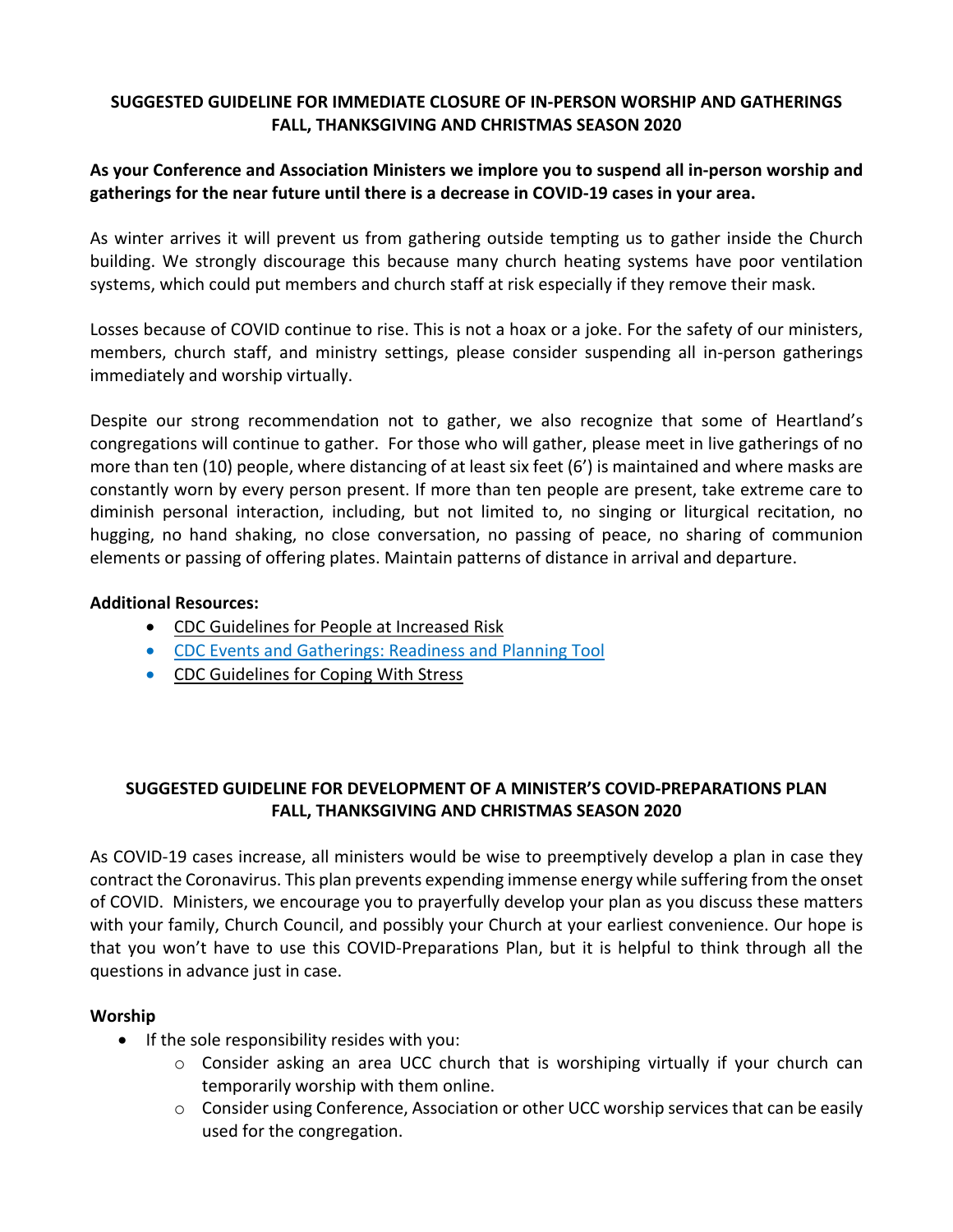## SUGGESTED GUIDELINE FOR IMMEDIATE CLOSURE OF IN-PERSON WORSHIP AND GATHERINGS FALL, THANKSGIVING AND CHRISTMAS SEASON 2020

**As your Conference and Association Ministers we implore you to suspend all in-person worship and gatherings for the near future until there is a decrease in COVID-19 cases in your area.**

As winter arrives it will prevent us from gathering outside tempting us to gather inside the Church building. We strongly discourage this because many church heating systems have poor ventilation systems, which could put members and church staff at risk especially if they remove their mask.

Losses because of COVID continue to rise. This is not a hoax or a joke. For the safety of our ministers, members, church staff, and ministry settings, please consider suspending all in-person gatherings immediately and worship virtually.

Despite our strong recommendation not to gather, we also recognize that some of Heartland's congregations will continue to gather. For those who will gather, please meet in live gatherings of no more than ten (10) people, where distancing of at least six feet (6') is maintained and where masks are constantly worn by every person present. If more than ten people are present, take extreme care to diminish personal interaction, including, but not limited to, no singing or liturgical recitation, no hugging, no hand shaking, no close conversation, no passing of peace, no sharing of communion elements or passing of offering plates. Maintain patterns of distance in arrival and departure.

**Additional Resources:**

- CDC Guidelines for People at Increased Risk
- CDC Events and Gatherings: Readiness and Planning Tool
- CDC Guidelines for Coping With Stress

## SUGGESTED GUIDELINE FOR DEVELOPMENT OF A MINISTER'S COVID-PREPARATIONS PLAN FALL, THANKSGIVING AND CHRISTMAS SEASON 2020

As COVID-19 cases increase, all ministers would be wise to preemptively develop a plan in case they contract the Coronavirus. This plan prevents expending immense energy while suffering from the onset of COVID. Ministers, we encourage you to prayerfully develop your plan as you discuss these matters with your family, Church Council, and possibly your Church at your earliest convenience. Our hope is that you won't have to use this COVID-Preparations Plan, but it is helpful to think through all the questions in advance just in case.

**Worship**

- If the sole responsibility resides with you:
  - Consider asking an area UCC church that is worshiping virtually if your church can temporarily worship with them online.
  - Consider using Conference, Association or other UCC worship services that can be easily used for the congregation.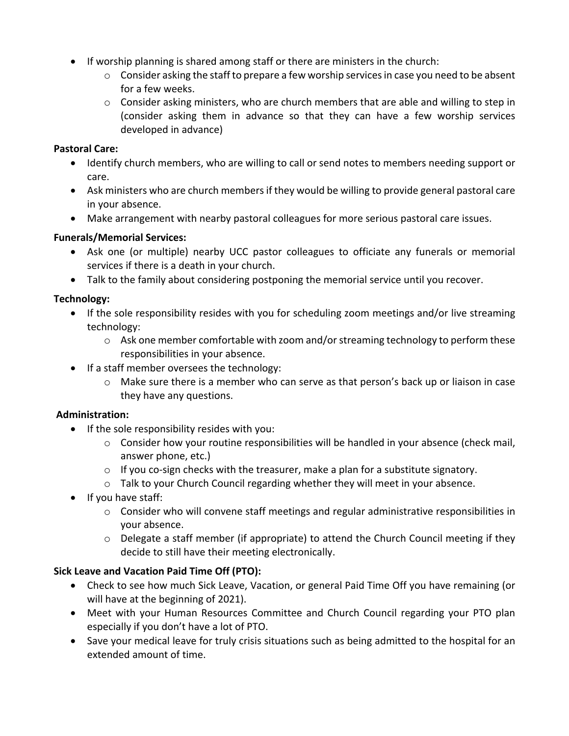- If worship planning is shared among staff or there are ministers in the church:
  - Consider asking the staff to prepare a few worship services in case you need to be absent for a few weeks.
  - Consider asking ministers, who are church members that are able and willing to step in (consider asking them in advance so that they can have a few worship services developed in advance)

**Pastoral Care:**

- Identify church members, who are willing to call or send notes to members needing support or care.
- Ask ministers who are church members if they would be willing to provide general pastoral care in your absence.
- Make arrangement with nearby pastoral colleagues for more serious pastoral care issues.

**Funerals/Memorial Services:**

- Ask one (or multiple) nearby UCC pastor colleagues to officiate any funerals or memorial services if there is a death in your church.
- Talk to the family about considering postponing the memorial service until you recover.

**Technology:**

- If the sole responsibility resides with you for scheduling zoom meetings and/or live streaming technology:
  - Ask one member comfortable with zoom and/or streaming technology to perform these responsibilities in your absence.
- If a staff member oversees the technology:
  - Make sure there is a member who can serve as that person's back up or liaison in case they have any questions.

**Administration:**

- If the sole responsibility resides with you:
  - Consider how your routine responsibilities will be handled in your absence (check mail, answer phone, etc.)
  - If you co-sign checks with the treasurer, make a plan for a substitute signatory.
  - Talk to your Church Council regarding whether they will meet in your absence.
- If you have staff:
  - Consider who will convene staff meetings and regular administrative responsibilities in your absence.
  - Delegate a staff member (if appropriate) to attend the Church Council meeting if they decide to still have their meeting electronically.

**Sick Leave and Vacation Paid Time Off (PTO):**

- Check to see how much Sick Leave, Vacation, or general Paid Time Off you have remaining (or will have at the beginning of 2021).
- Meet with your Human Resources Committee and Church Council regarding your PTO plan especially if you don't have a lot of PTO.
- Save your medical leave for truly crisis situations such as being admitted to the hospital for an extended amount of time.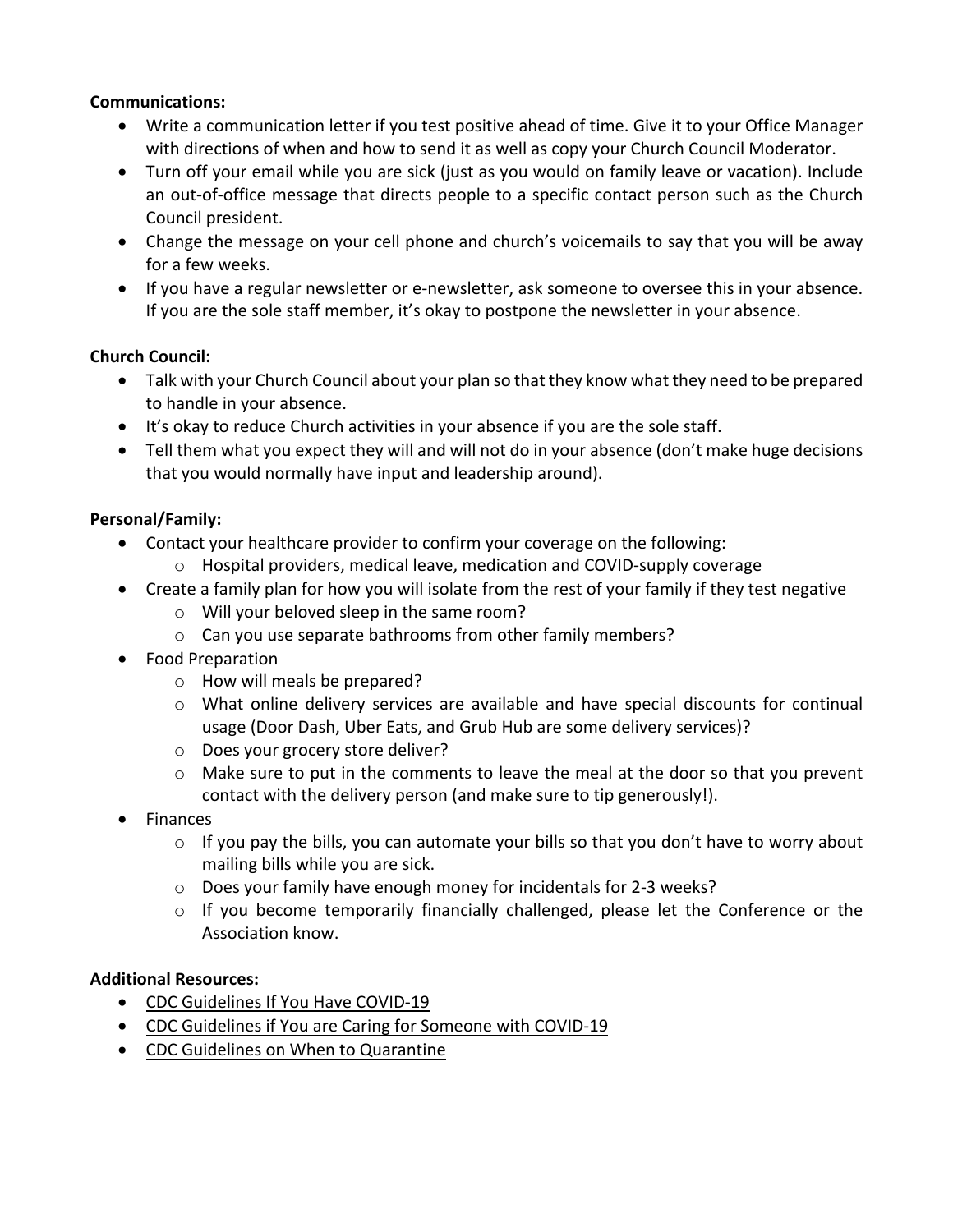**Communications:**

- Write a communication letter if you test positive ahead of time. Give it to your Office Manager with directions of when and how to send it as well as copy your Church Council Moderator.
- Turn off your email while you are sick (just as you would on family leave or vacation). Include an out-of-office message that directs people to a specific contact person such as the Church Council president.
- Change the message on your cell phone and church's voicemails to say that you will be away for a few weeks.
- If you have a regular newsletter or e-newsletter, ask someone to oversee this in your absence. If you are the sole staff member, it's okay to postpone the newsletter in your absence.

**Church Council:**

- Talk with your Church Council about your plan so that they know what they need to be prepared to handle in your absence.
- It's okay to reduce Church activities in your absence if you are the sole staff.
- Tell them what you expect they will and will not do in your absence (don't make huge decisions that you would normally have input and leadership around).

**Personal/Family:**

- Contact your healthcare provider to confirm your coverage on the following:
  - Hospital providers, medical leave, medication and COVID-supply coverage
- Create a family plan for how you will isolate from the rest of your family if they test negative
  - Will your beloved sleep in the same room?
  - Can you use separate bathrooms from other family members?
- Food Preparation
  - How will meals be prepared?
  - What online delivery services are available and have special discounts for continual usage (Door Dash, Uber Eats, and Grub Hub are some delivery services)?
  - Does your grocery store deliver?
  - Make sure to put in the comments to leave the meal at the door so that you prevent contact with the delivery person (and make sure to tip generously!).
- Finances
  - If you pay the bills, you can automate your bills so that you don't have to worry about mailing bills while you are sick.
  - Does your family have enough money for incidentals for 2-3 weeks?
  - If you become temporarily financially challenged, please let the Conference or the Association know.

**Additional Resources:**

- CDC Guidelines If You Have COVID-19
- CDC Guidelines if You are Caring for Someone with COVID-19
- CDC Guidelines on When to Quarantine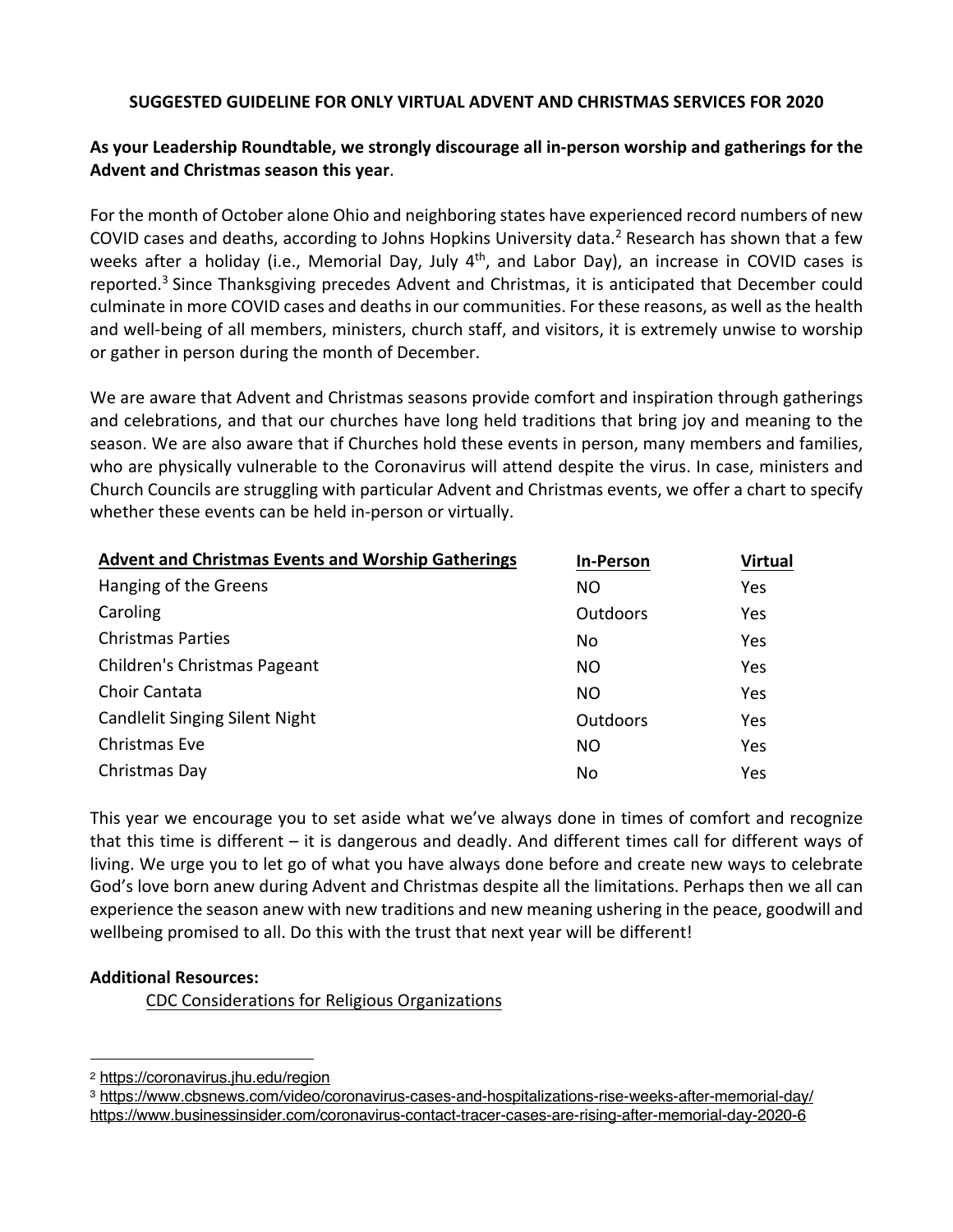**SUGGESTED GUIDELINE FOR ONLY VIRTUAL ADVENT AND CHRISTMAS SERVICES FOR 2020**

**As your Leadership Roundtable, we strongly discourage all in-person worship and gatherings for the Advent and Christmas season this year**.

For the month of October alone Ohio and neighboring states have experienced record numbers of new COVID cases and deaths, according to Johns Hopkins University data.[2] Research has shown that a few weeks after a holiday (i.e., Memorial Day, July 4$^{th}$, and Labor Day), an increase in COVID cases is reported.[3] Since Thanksgiving precedes Advent and Christmas, it is anticipated that December could culminate in more COVID cases and deaths in our communities. For these reasons, as well as the health and well-being of all members, ministers, church staff, and visitors, it is extremely unwise to worship or gather in person during the month of December.

We are aware that Advent and Christmas seasons provide comfort and inspiration through gatherings and celebrations, and that our churches have long held traditions that bring joy and meaning to the season. We are also aware that if Churches hold these events in person, many members and families, who are physically vulnerable to the Coronavirus will attend despite the virus. In case, ministers and Church Councils are struggling with particular Advent and Christmas events, we offer a chart to specify whether these events can be held in-person or virtually.

| Advent and Christmas Events and Worship Gatherings | In-Person | Virtual |
|---|---|---|
| Hanging of the Greens | NO | Yes |
| Caroling | Outdoors | Yes |
| Christmas Parties | No | Yes |
| Children's Christmas Pageant | NO | Yes |
| Choir Cantata | NO | Yes |
| Candlelit Singing Silent Night | Outdoors | Yes |
| Christmas Eve | NO | Yes |
| Christmas Day | No | Yes |

This year we encourage you to set aside what we've always done in times of comfort and recognize that this time is different – it is dangerous and deadly. And different times call for different ways of living. We urge you to let go of what you have always done before and create new ways to celebrate God's love born anew during Advent and Christmas despite all the limitations. Perhaps then we all can experience the season anew with new traditions and new meaning ushering in the peace, goodwill and wellbeing promised to all. Do this with the trust that next year will be different!

**Additional Resources:**

CDC Considerations for Religious Organizations

---

2 https://coronavirus.jhu.edu/region

3 https://www.cbsnews.com/video/coronavirus-cases-and-hospitalizations-rise-weeks-after-memorial-day/
https://www.businessinsider.com/coronavirus-contact-tracer-cases-are-rising-after-memorial-day-2020-6